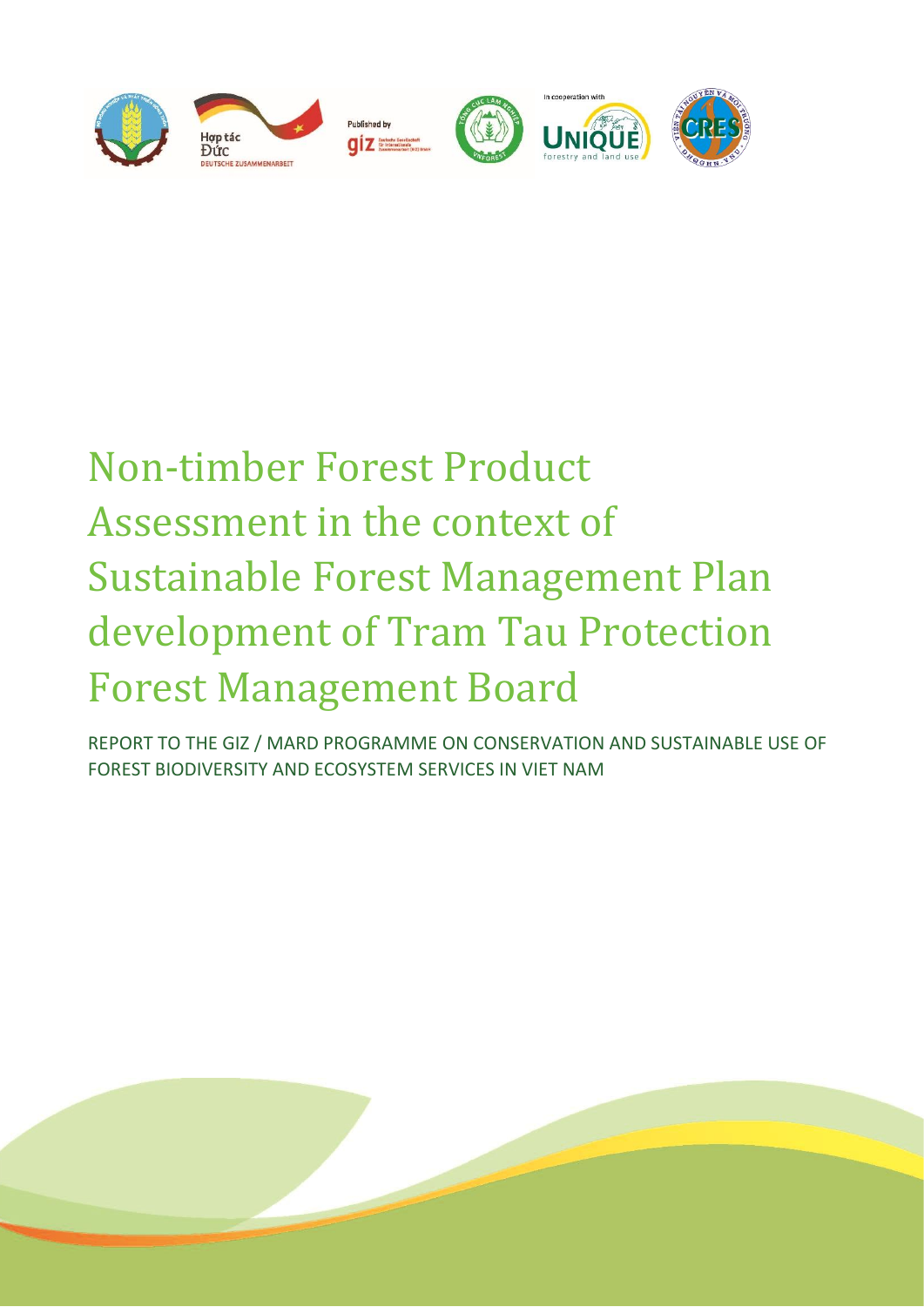# Non-timber Forest Product Assessment in the context of Sustainable Forest Management Plan development of Tram Tau Protection Forest Management Board

REPORT TO THE GIZ / MARD PROGRAMME ON CONSERVATION AND SUSTAINABLE USE OF FOREST BIODIVERSITY AND ECOSYSTEM SERVICES IN VIET NAM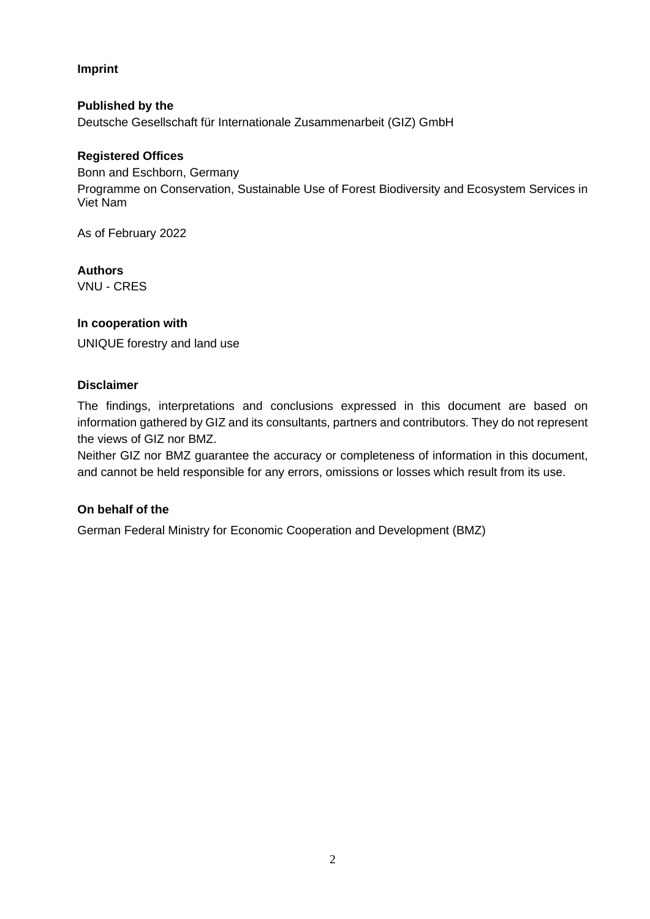**Imprint**

**Published by the**
Deutsche Gesellschaft für Internationale Zusammenarbeit (GIZ) GmbH

**Registered Offices**
Bonn and Eschborn, Germany
Programme on Conservation, Sustainable Use of Forest Biodiversity and Ecosystem Services in Viet Nam

As of February 2022

**Authors**
VNU - CRES

**In cooperation with**
UNIQUE forestry and land use

**Disclaimer**

The findings, interpretations and conclusions expressed in this document are based on information gathered by GIZ and its consultants, partners and contributors. They do not represent the views of GIZ nor BMZ.
Neither GIZ nor BMZ guarantee the accuracy or completeness of information in this document, and cannot be held responsible for any errors, omissions or losses which result from its use.

**On behalf of the**

German Federal Ministry for Economic Cooperation and Development (BMZ)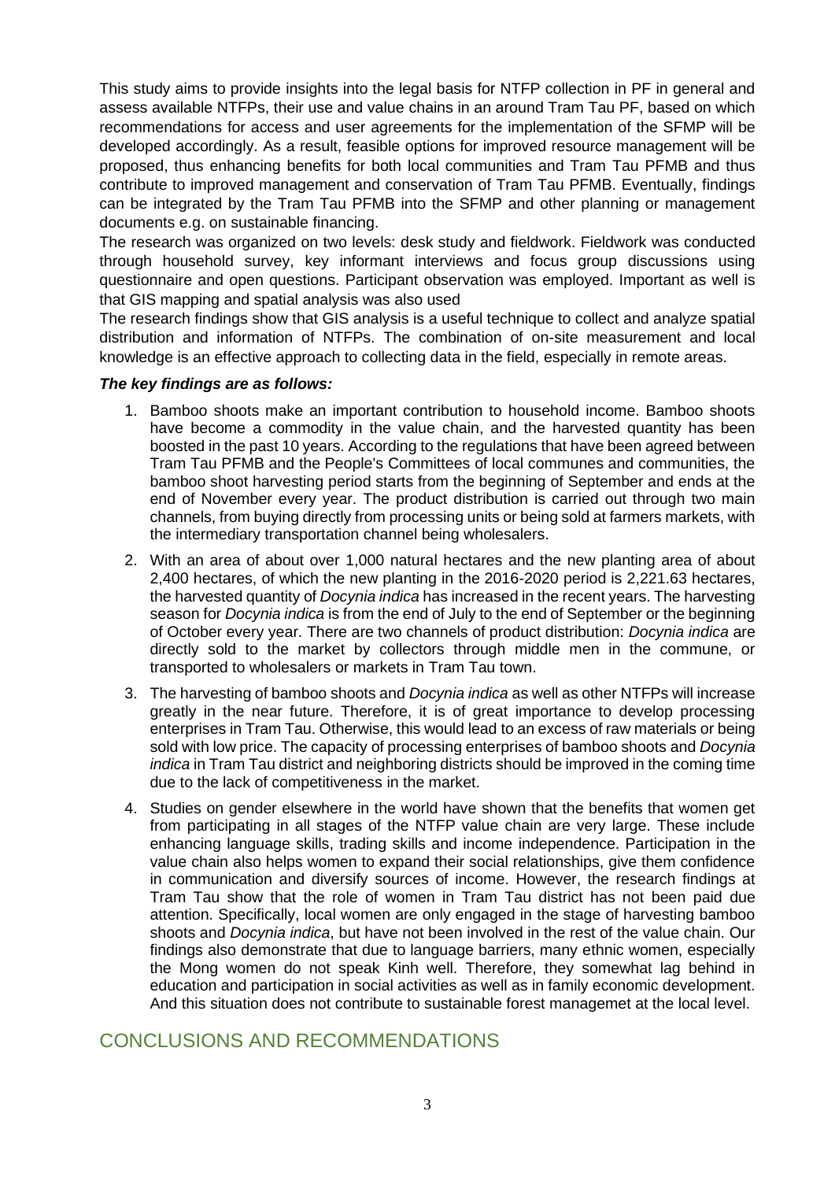This study aims to provide insights into the legal basis for NTFP collection in PF in general and assess available NTFPs, their use and value chains in an around Tram Tau PF, based on which recommendations for access and user agreements for the implementation of the SFMP will be developed accordingly. As a result, feasible options for improved resource management will be proposed, thus enhancing benefits for both local communities and Tram Tau PFMB and thus contribute to improved management and conservation of Tram Tau PFMB. Eventually, findings can be integrated by the Tram Tau PFMB into the SFMP and other planning or management documents e.g. on sustainable financing.

The research was organized on two levels: desk study and fieldwork. Fieldwork was conducted through household survey, key informant interviews and focus group discussions using questionnaire and open questions. Participant observation was employed. Important as well is that GIS mapping and spatial analysis was also used

The research findings show that GIS analysis is a useful technique to collect and analyze spatial distribution and information of NTFPs. The combination of on-site measurement and local knowledge is an effective approach to collecting data in the field, especially in remote areas.

***The key findings are as follows:***

1. Bamboo shoots make an important contribution to household income. Bamboo shoots have become a commodity in the value chain, and the harvested quantity has been boosted in the past 10 years. According to the regulations that have been agreed between Tram Tau PFMB and the People's Committees of local communes and communities, the bamboo shoot harvesting period starts from the beginning of September and ends at the end of November every year. The product distribution is carried out through two main channels, from buying directly from processing units or being sold at farmers markets, with the intermediary transportation channel being wholesalers.
2. With an area of about over 1,000 natural hectares and the new planting area of about 2,400 hectares, of which the new planting in the 2016-2020 period is 2,221.63 hectares, the harvested quantity of *Docynia indica* has increased in the recent years. The harvesting season for *Docynia indica* is from the end of July to the end of September or the beginning of October every year. There are two channels of product distribution: *Docynia indica* are directly sold to the market by collectors through middle men in the commune, or transported to wholesalers or markets in Tram Tau town.
3. The harvesting of bamboo shoots and *Docynia indica* as well as other NTFPs will increase greatly in the near future. Therefore, it is of great importance to develop processing enterprises in Tram Tau. Otherwise, this would lead to an excess of raw materials or being sold with low price. The capacity of processing enterprises of bamboo shoots and *Docynia indica* in Tram Tau district and neighboring districts should be improved in the coming time due to the lack of competitiveness in the market.
4. Studies on gender elsewhere in the world have shown that the benefits that women get from participating in all stages of the NTFP value chain are very large. These include enhancing language skills, trading skills and income independence. Participation in the value chain also helps women to expand their social relationships, give them confidence in communication and diversify sources of income. However, the research findings at Tram Tau show that the role of women in Tram Tau district has not been paid due attention. Specifically, local women are only engaged in the stage of harvesting bamboo shoots and *Docynia indica*, but have not been involved in the rest of the value chain. Our findings also demonstrate that due to language barriers, many ethnic women, especially the Mong women do not speak Kinh well. Therefore, they somewhat lag behind in education and participation in social activities as well as in family economic development. And this situation does not contribute to sustainable forest managemet at the local level.

## CONCLUSIONS AND RECOMMENDATIONS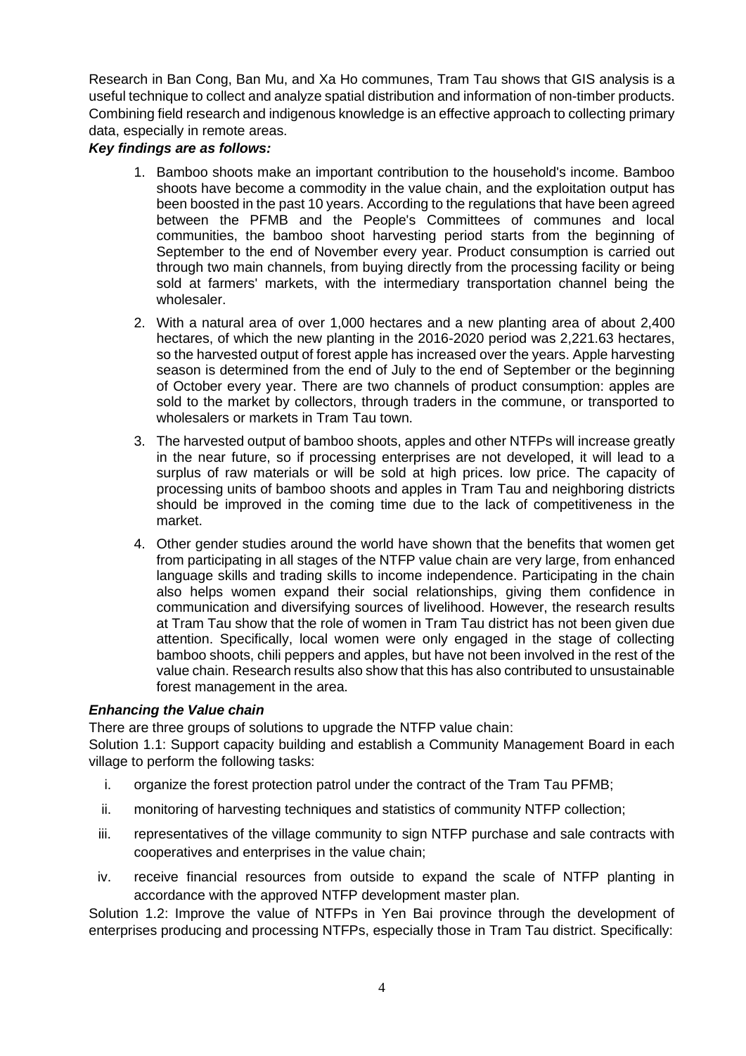Research in Ban Cong, Ban Mu, and Xa Ho communes, Tram Tau shows that GIS analysis is a useful technique to collect and analyze spatial distribution and information of non-timber products. Combining field research and indigenous knowledge is an effective approach to collecting primary data, especially in remote areas.

***Key findings are as follows:***

1. Bamboo shoots make an important contribution to the household's income. Bamboo shoots have become a commodity in the value chain, and the exploitation output has been boosted in the past 10 years. According to the regulations that have been agreed between the PFMB and the People's Committees of communes and local communities, the bamboo shoot harvesting period starts from the beginning of September to the end of November every year. Product consumption is carried out through two main channels, from buying directly from the processing facility or being sold at farmers' markets, with the intermediary transportation channel being the wholesaler.
2. With a natural area of over 1,000 hectares and a new planting area of about 2,400 hectares, of which the new planting in the 2016-2020 period was 2,221.63 hectares, so the harvested output of forest apple has increased over the years. Apple harvesting season is determined from the end of July to the end of September or the beginning of October every year. There are two channels of product consumption: apples are sold to the market by collectors, through traders in the commune, or transported to wholesalers or markets in Tram Tau town.
3. The harvested output of bamboo shoots, apples and other NTFPs will increase greatly in the near future, so if processing enterprises are not developed, it will lead to a surplus of raw materials or will be sold at high prices. low price. The capacity of processing units of bamboo shoots and apples in Tram Tau and neighboring districts should be improved in the coming time due to the lack of competitiveness in the market.
4. Other gender studies around the world have shown that the benefits that women get from participating in all stages of the NTFP value chain are very large, from enhanced language skills and trading skills to income independence. Participating in the chain also helps women expand their social relationships, giving them confidence in communication and diversifying sources of livelihood. However, the research results at Tram Tau show that the role of women in Tram Tau district has not been given due attention. Specifically, local women were only engaged in the stage of collecting bamboo shoots, chili peppers and apples, but have not been involved in the rest of the value chain. Research results also show that this has also contributed to unsustainable forest management in the area.

***Enhancing the Value chain***

There are three groups of solutions to upgrade the NTFP value chain:

Solution 1.1: Support capacity building and establish a Community Management Board in each village to perform the following tasks:

i. organize the forest protection patrol under the contract of the Tram Tau PFMB;
ii. monitoring of harvesting techniques and statistics of community NTFP collection;
iii. representatives of the village community to sign NTFP purchase and sale contracts with cooperatives and enterprises in the value chain;
iv. receive financial resources from outside to expand the scale of NTFP planting in accordance with the approved NTFP development master plan.

Solution 1.2: Improve the value of NTFPs in Yen Bai province through the development of enterprises producing and processing NTFPs, especially those in Tram Tau district. Specifically: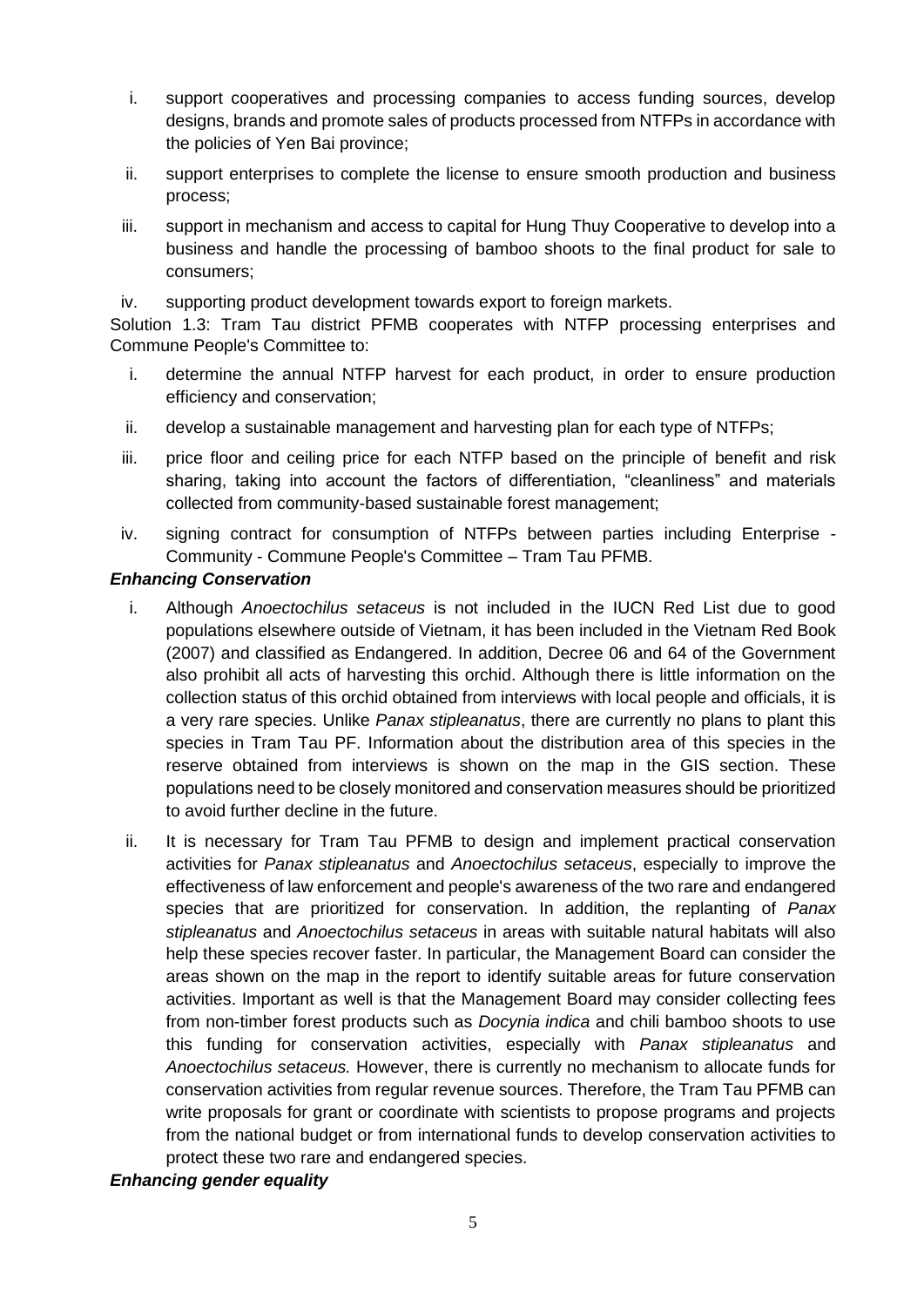i. support cooperatives and processing companies to access funding sources, develop designs, brands and promote sales of products processed from NTFPs in accordance with the policies of Yen Bai province;

ii. support enterprises to complete the license to ensure smooth production and business process;

iii. support in mechanism and access to capital for Hung Thuy Cooperative to develop into a business and handle the processing of bamboo shoots to the final product for sale to consumers;

iv. supporting product development towards export to foreign markets.

Solution 1.3: Tram Tau district PFMB cooperates with NTFP processing enterprises and Commune People's Committee to:

i. determine the annual NTFP harvest for each product, in order to ensure production efficiency and conservation;

ii. develop a sustainable management and harvesting plan for each type of NTFPs;

iii. price floor and ceiling price for each NTFP based on the principle of benefit and risk sharing, taking into account the factors of differentiation, "cleanliness" and materials collected from community-based sustainable forest management;

iv. signing contract for consumption of NTFPs between parties including Enterprise - Community - Commune People's Committee – Tram Tau PFMB.

***Enhancing Conservation***

i. Although *Anoectochilus setaceus* is not included in the IUCN Red List due to good populations elsewhere outside of Vietnam, it has been included in the Vietnam Red Book (2007) and classified as Endangered. In addition, Decree 06 and 64 of the Government also prohibit all acts of harvesting this orchid. Although there is little information on the collection status of this orchid obtained from interviews with local people and officials, it is a very rare species. Unlike *Panax stipleanatus*, there are currently no plans to plant this species in Tram Tau PF. Information about the distribution area of this species in the reserve obtained from interviews is shown on the map in the GIS section. These populations need to be closely monitored and conservation measures should be prioritized to avoid further decline in the future.

ii. It is necessary for Tram Tau PFMB to design and implement practical conservation activities for *Panax stipleanatus* and *Anoectochilus setaceus*, especially to improve the effectiveness of law enforcement and people's awareness of the two rare and endangered species that are prioritized for conservation. In addition, the replanting of *Panax stipleanatus* and *Anoectochilus setaceus* in areas with suitable natural habitats will also help these species recover faster. In particular, the Management Board can consider the areas shown on the map in the report to identify suitable areas for future conservation activities. Important as well is that the Management Board may consider collecting fees from non-timber forest products such as *Docynia indica* and chili bamboo shoots to use this funding for conservation activities, especially with *Panax stipleanatus* and *Anoectochilus setaceus.* However, there is currently no mechanism to allocate funds for conservation activities from regular revenue sources. Therefore, the Tram Tau PFMB can write proposals for grant or coordinate with scientists to propose programs and projects from the national budget or from international funds to develop conservation activities to protect these two rare and endangered species.

***Enhancing gender equality***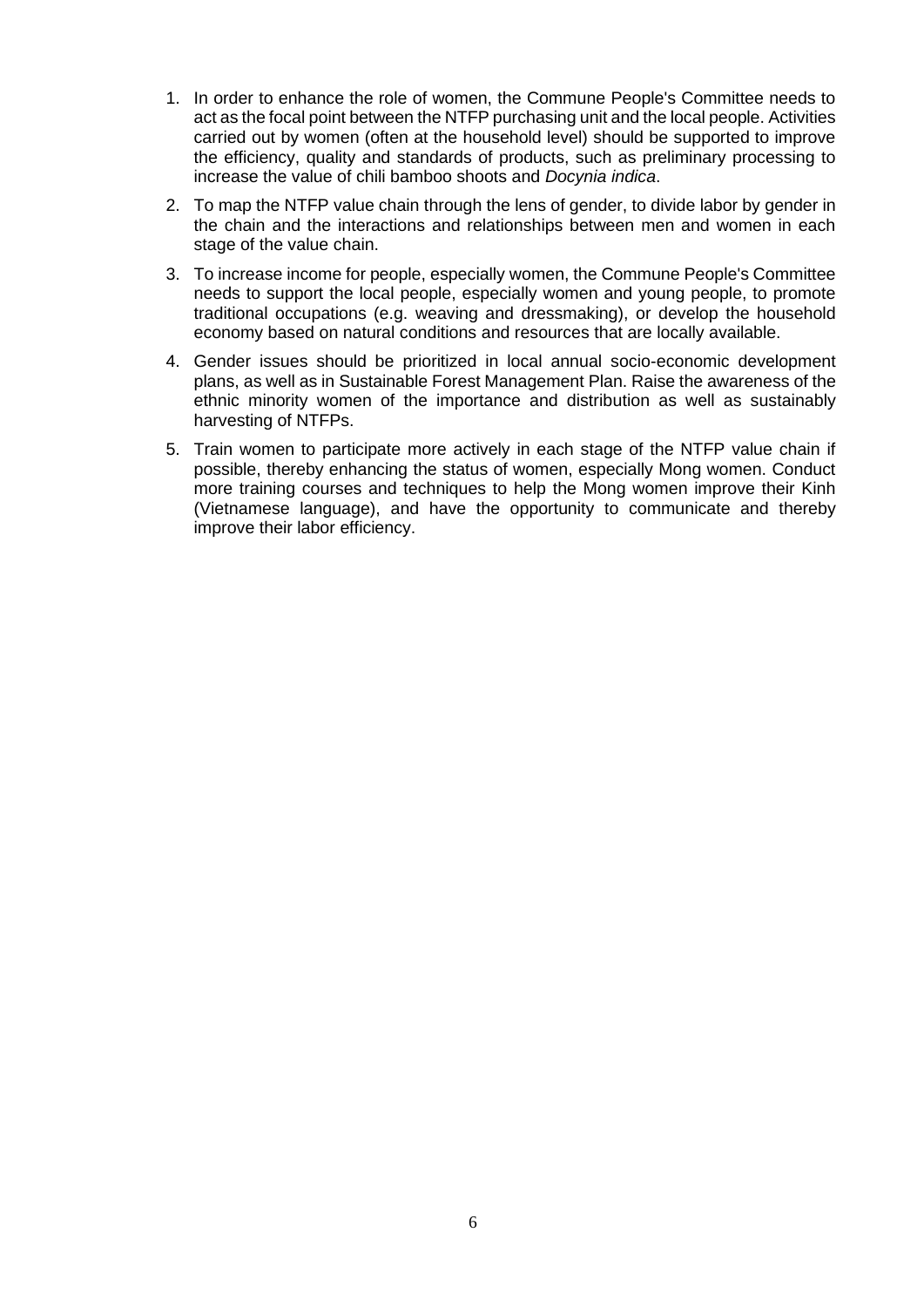1. In order to enhance the role of women, the Commune People's Committee needs to act as the focal point between the NTFP purchasing unit and the local people. Activities carried out by women (often at the household level) should be supported to improve the efficiency, quality and standards of products, such as preliminary processing to increase the value of chili bamboo shoots and *Docynia indica*.
2. To map the NTFP value chain through the lens of gender, to divide labor by gender in the chain and the interactions and relationships between men and women in each stage of the value chain.
3. To increase income for people, especially women, the Commune People's Committee needs to support the local people, especially women and young people, to promote traditional occupations (e.g. weaving and dressmaking), or develop the household economy based on natural conditions and resources that are locally available.
4. Gender issues should be prioritized in local annual socio-economic development plans, as well as in Sustainable Forest Management Plan. Raise the awareness of the ethnic minority women of the importance and distribution as well as sustainably harvesting of NTFPs.
5. Train women to participate more actively in each stage of the NTFP value chain if possible, thereby enhancing the status of women, especially Mong women. Conduct more training courses and techniques to help the Mong women improve their Kinh (Vietnamese language), and have the opportunity to communicate and thereby improve their labor efficiency.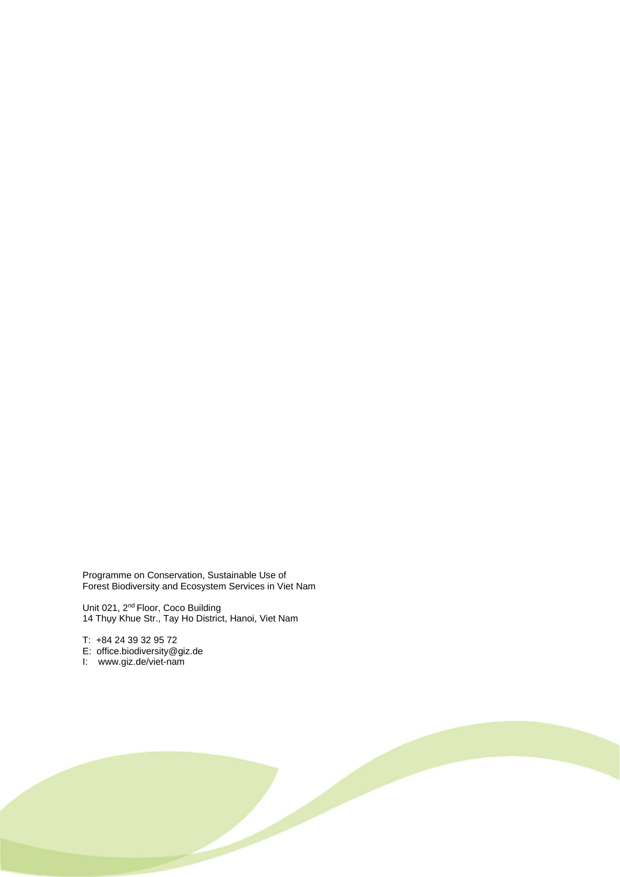Programme on Conservation, Sustainable Use of
Forest Biodiversity and Ecosystem Services in Viet Nam

Unit 021, 2nd Floor, Coco Building
14 Thụy Khue Str., Tay Ho District, Hanoi, Viet Nam

T: +84 24 39 32 95 72
E: office.biodiversity@giz.de
I: www.giz.de/viet-nam